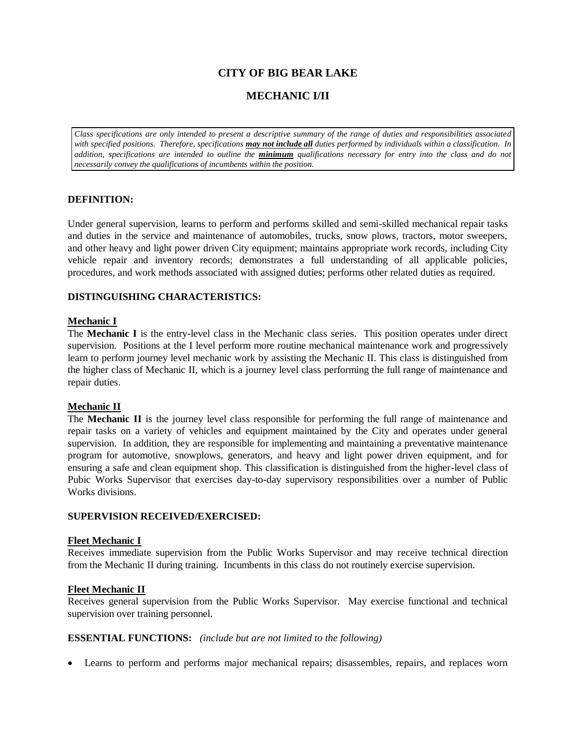# CITY OF BIG BEAR LAKE

## MECHANIC I/II

*Class specifications are only intended to present a descriptive summary of the range of duties and responsibilities associated with specified positions. Therefore, specifications **may not include all** duties performed by individuals within a classification. In addition, specifications are intended to outline the **minimum** qualifications necessary for entry into the class and do not necessarily convey the qualifications of incumbents within the position.*

### DEFINITION:

Under general supervision, learns to perform and performs skilled and semi-skilled mechanical repair tasks and duties in the service and maintenance of automobiles, trucks, snow plows, tractors, motor sweepers, and other heavy and light power driven City equipment; maintains appropriate work records, including City vehicle repair and inventory records; demonstrates a full understanding of all applicable policies, procedures, and work methods associated with assigned duties; performs other related duties as required.

### DISTINGUISHING CHARACTERISTICS:

**Mechanic I**

The **Mechanic I** is the entry-level class in the Mechanic class series. This position operates under direct supervision. Positions at the I level perform more routine mechanical maintenance work and progressively learn to perform journey level mechanic work by assisting the Mechanic II. This class is distinguished from the higher class of Mechanic II, which is a journey level class performing the full range of maintenance and repair duties.

**Mechanic II**

The **Mechanic II** is the journey level class responsible for performing the full range of maintenance and repair tasks on a variety of vehicles and equipment maintained by the City and operates under general supervision. In addition, they are responsible for implementing and maintaining a preventative maintenance program for automotive, snowplows, generators, and heavy and light power driven equipment, and for ensuring a safe and clean equipment shop. This classification is distinguished from the higher-level class of Pubic Works Supervisor that exercises day-to-day supervisory responsibilities over a number of Public Works divisions.

### SUPERVISION RECEIVED/EXERCISED:

**Fleet Mechanic I**

Receives immediate supervision from the Public Works Supervisor and may receive technical direction from the Mechanic II during training. Incumbents in this class do not routinely exercise supervision.

**Fleet Mechanic II**

Receives general supervision from the Public Works Supervisor. May exercise functional and technical supervision over training personnel.

### ESSENTIAL FUNCTIONS: *(include but are not limited to the following)*

- Learns to perform and performs major mechanical repairs; disassembles, repairs, and replaces worn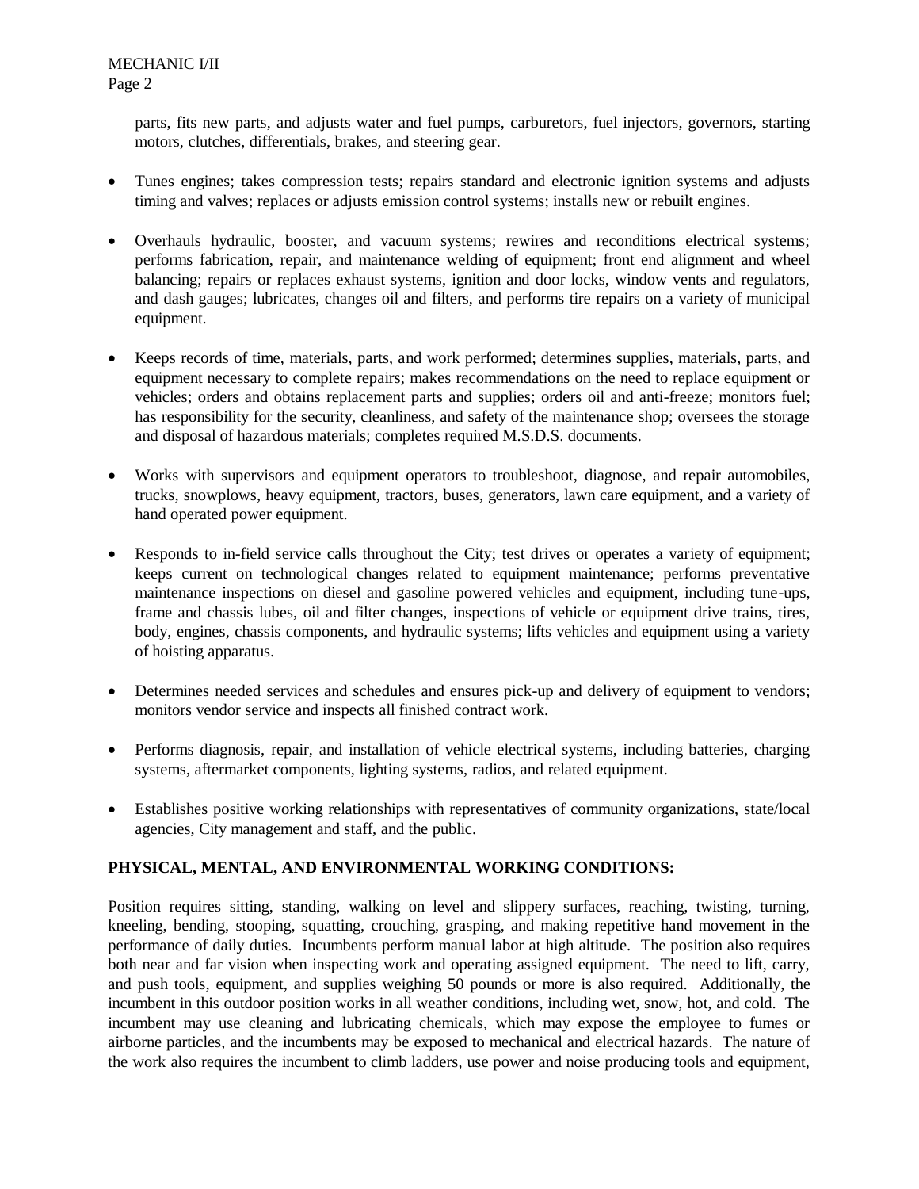parts, fits new parts, and adjusts water and fuel pumps, carburetors, fuel injectors, governors, starting motors, clutches, differentials, brakes, and steering gear.

- Tunes engines; takes compression tests; repairs standard and electronic ignition systems and adjusts timing and valves; replaces or adjusts emission control systems; installs new or rebuilt engines.
- Overhauls hydraulic, booster, and vacuum systems; rewires and reconditions electrical systems; performs fabrication, repair, and maintenance welding of equipment; front end alignment and wheel balancing; repairs or replaces exhaust systems, ignition and door locks, window vents and regulators, and dash gauges; lubricates, changes oil and filters, and performs tire repairs on a variety of municipal equipment.
- Keeps records of time, materials, parts, and work performed; determines supplies, materials, parts, and equipment necessary to complete repairs; makes recommendations on the need to replace equipment or vehicles; orders and obtains replacement parts and supplies; orders oil and anti-freeze; monitors fuel; has responsibility for the security, cleanliness, and safety of the maintenance shop; oversees the storage and disposal of hazardous materials; completes required M.S.D.S. documents.
- Works with supervisors and equipment operators to troubleshoot, diagnose, and repair automobiles, trucks, snowplows, heavy equipment, tractors, buses, generators, lawn care equipment, and a variety of hand operated power equipment.
- Responds to in-field service calls throughout the City; test drives or operates a variety of equipment; keeps current on technological changes related to equipment maintenance; performs preventative maintenance inspections on diesel and gasoline powered vehicles and equipment, including tune-ups, frame and chassis lubes, oil and filter changes, inspections of vehicle or equipment drive trains, tires, body, engines, chassis components, and hydraulic systems; lifts vehicles and equipment using a variety of hoisting apparatus.
- Determines needed services and schedules and ensures pick-up and delivery of equipment to vendors; monitors vendor service and inspects all finished contract work.
- Performs diagnosis, repair, and installation of vehicle electrical systems, including batteries, charging systems, aftermarket components, lighting systems, radios, and related equipment.
- Establishes positive working relationships with representatives of community organizations, state/local agencies, City management and staff, and the public.

**PHYSICAL, MENTAL, AND ENVIRONMENTAL WORKING CONDITIONS:**

Position requires sitting, standing, walking on level and slippery surfaces, reaching, twisting, turning, kneeling, bending, stooping, squatting, crouching, grasping, and making repetitive hand movement in the performance of daily duties. Incumbents perform manual labor at high altitude. The position also requires both near and far vision when inspecting work and operating assigned equipment. The need to lift, carry, and push tools, equipment, and supplies weighing 50 pounds or more is also required. Additionally, the incumbent in this outdoor position works in all weather conditions, including wet, snow, hot, and cold. The incumbent may use cleaning and lubricating chemicals, which may expose the employee to fumes or airborne particles, and the incumbents may be exposed to mechanical and electrical hazards. The nature of the work also requires the incumbent to climb ladders, use power and noise producing tools and equipment,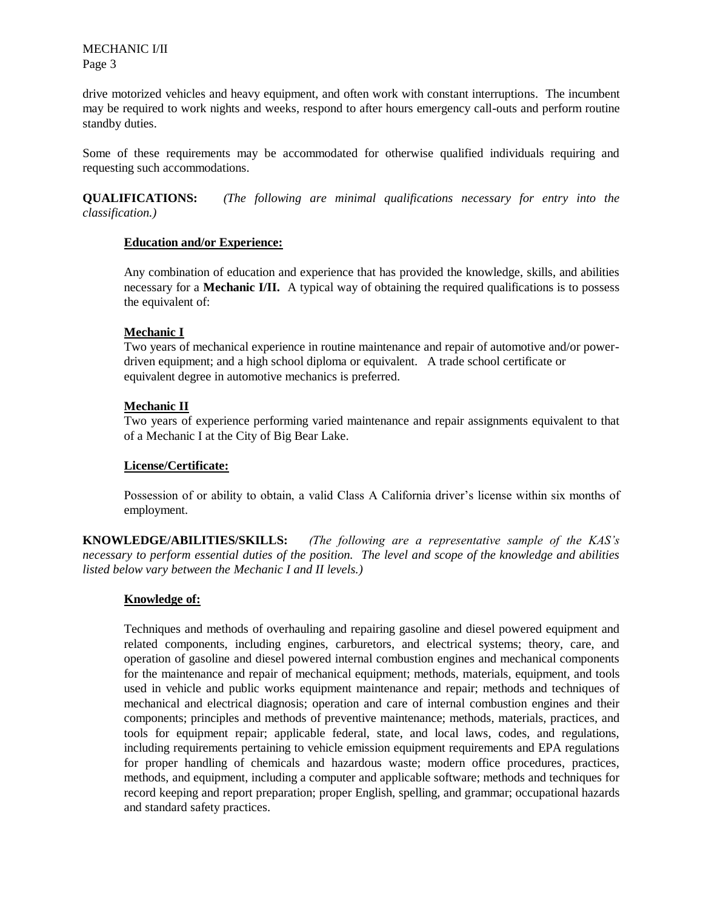drive motorized vehicles and heavy equipment, and often work with constant interruptions. The incumbent may be required to work nights and weeks, respond to after hours emergency call-outs and perform routine standby duties.

Some of these requirements may be accommodated for otherwise qualified individuals requiring and requesting such accommodations.

**QUALIFICATIONS:** *(The following are minimal qualifications necessary for entry into the classification.)*

**Education and/or Experience:**

Any combination of education and experience that has provided the knowledge, skills, and abilities necessary for a **Mechanic I/II.** A typical way of obtaining the required qualifications is to possess the equivalent of:

**Mechanic I**

Two years of mechanical experience in routine maintenance and repair of automotive and/or power-driven equipment; and a high school diploma or equivalent. A trade school certificate or equivalent degree in automotive mechanics is preferred.

**Mechanic II**

Two years of experience performing varied maintenance and repair assignments equivalent to that of a Mechanic I at the City of Big Bear Lake.

**License/Certificate:**

Possession of or ability to obtain, a valid Class A California driver's license within six months of employment.

**KNOWLEDGE/ABILITIES/SKILLS:** *(The following are a representative sample of the KAS's necessary to perform essential duties of the position. The level and scope of the knowledge and abilities listed below vary between the Mechanic I and II levels.)*

**Knowledge of:**

Techniques and methods of overhauling and repairing gasoline and diesel powered equipment and related components, including engines, carburetors, and electrical systems; theory, care, and operation of gasoline and diesel powered internal combustion engines and mechanical components for the maintenance and repair of mechanical equipment; methods, materials, equipment, and tools used in vehicle and public works equipment maintenance and repair; methods and techniques of mechanical and electrical diagnosis; operation and care of internal combustion engines and their components; principles and methods of preventive maintenance; methods, materials, practices, and tools for equipment repair; applicable federal, state, and local laws, codes, and regulations, including requirements pertaining to vehicle emission equipment requirements and EPA regulations for proper handling of chemicals and hazardous waste; modern office procedures, practices, methods, and equipment, including a computer and applicable software; methods and techniques for record keeping and report preparation; proper English, spelling, and grammar; occupational hazards and standard safety practices.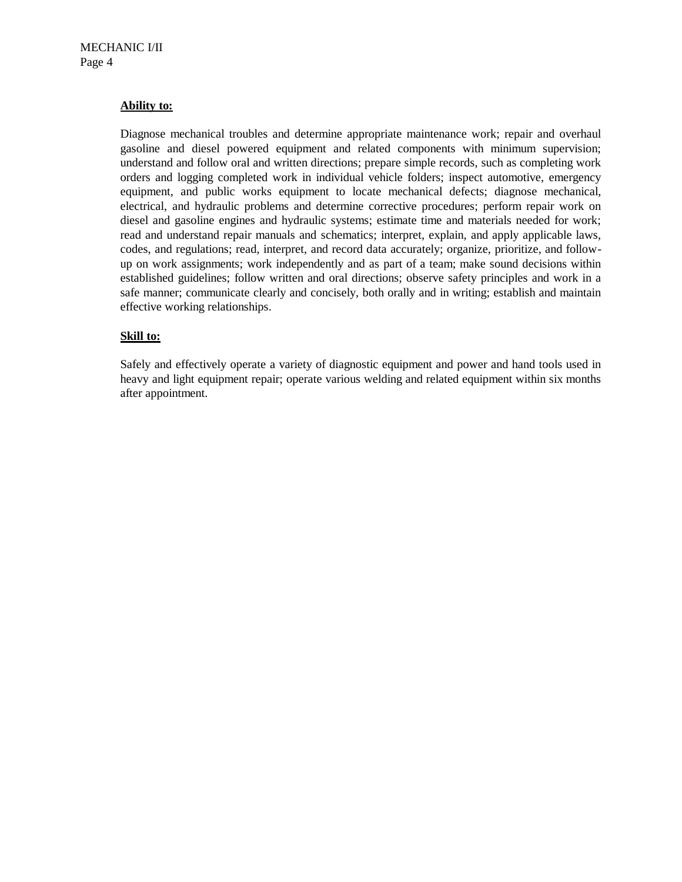**Ability to:**

Diagnose mechanical troubles and determine appropriate maintenance work; repair and overhaul gasoline and diesel powered equipment and related components with minimum supervision; understand and follow oral and written directions; prepare simple records, such as completing work orders and logging completed work in individual vehicle folders; inspect automotive, emergency equipment, and public works equipment to locate mechanical defects; diagnose mechanical, electrical, and hydraulic problems and determine corrective procedures; perform repair work on diesel and gasoline engines and hydraulic systems; estimate time and materials needed for work; read and understand repair manuals and schematics; interpret, explain, and apply applicable laws, codes, and regulations; read, interpret, and record data accurately; organize, prioritize, and follow-up on work assignments; work independently and as part of a team; make sound decisions within established guidelines; follow written and oral directions; observe safety principles and work in a safe manner; communicate clearly and concisely, both orally and in writing; establish and maintain effective working relationships.

**Skill to:**

Safely and effectively operate a variety of diagnostic equipment and power and hand tools used in heavy and light equipment repair; operate various welding and related equipment within six months after appointment.